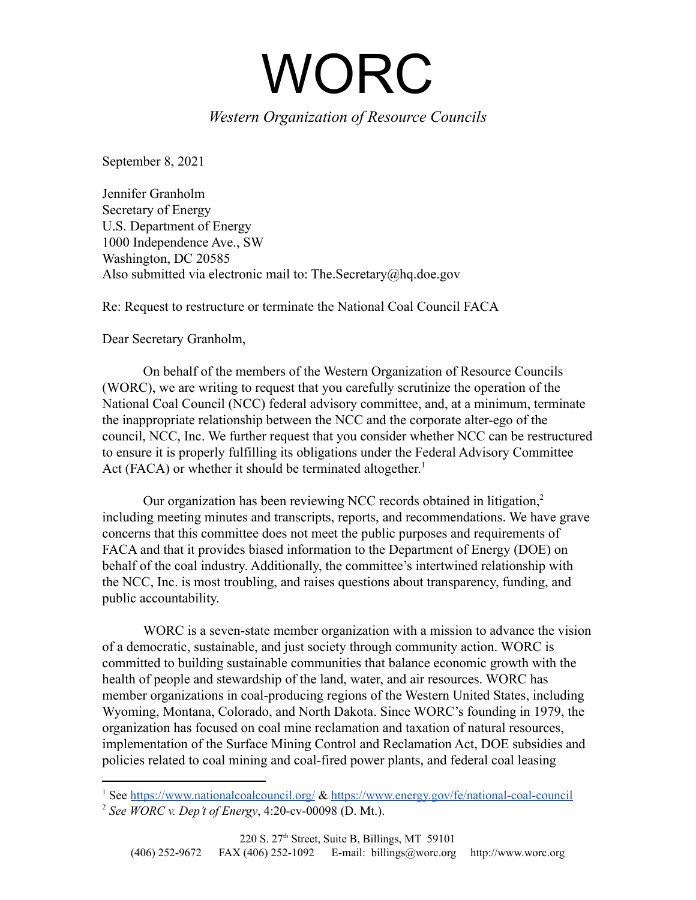# WORC

*Western Organization of Resource Councils*

September 8, 2021

Jennifer Granholm
Secretary of Energy
U.S. Department of Energy
1000 Independence Ave., SW
Washington, DC 20585
Also submitted via electronic mail to: The.Secretary@hq.doe.gov

Re: Request to restructure or terminate the National Coal Council FACA

Dear Secretary Granholm,

On behalf of the members of the Western Organization of Resource Councils (WORC), we are writing to request that you carefully scrutinize the operation of the National Coal Council (NCC) federal advisory committee, and, at a minimum, terminate the inappropriate relationship between the NCC and the corporate alter-ego of the council, NCC, Inc. We further request that you consider whether NCC can be restructured to ensure it is properly fulfilling its obligations under the Federal Advisory Committee Act (FACA) or whether it should be terminated altogether.[1]

Our organization has been reviewing NCC records obtained in litigation,[2] including meeting minutes and transcripts, reports, and recommendations. We have grave concerns that this committee does not meet the public purposes and requirements of FACA and that it provides biased information to the Department of Energy (DOE) on behalf of the coal industry. Additionally, the committee's intertwined relationship with the NCC, Inc. is most troubling, and raises questions about transparency, funding, and public accountability.

WORC is a seven-state member organization with a mission to advance the vision of a democratic, sustainable, and just society through community action. WORC is committed to building sustainable communities that balance economic growth with the health of people and stewardship of the land, water, and air resources. WORC has member organizations in coal-producing regions of the Western United States, including Wyoming, Montana, Colorado, and North Dakota. Since WORC's founding in 1979, the organization has focused on coal mine reclamation and taxation of natural resources, implementation of the Surface Mining Control and Reclamation Act, DOE subsidies and policies related to coal mining and coal-fired power plants, and federal coal leasing

---

[1] See https://www.nationalcoalcouncil.org/ & https://www.energy.gov/fe/national-coal-council

[2] *See WORC v. Dep't of Energy*, 4:20-cv-00098 (D. Mt.).

220 S. 27th Street, Suite B, Billings, MT 59101
(406) 252-9672 FAX (406) 252-1092 E-mail: billings@worc.org http://www.worc.org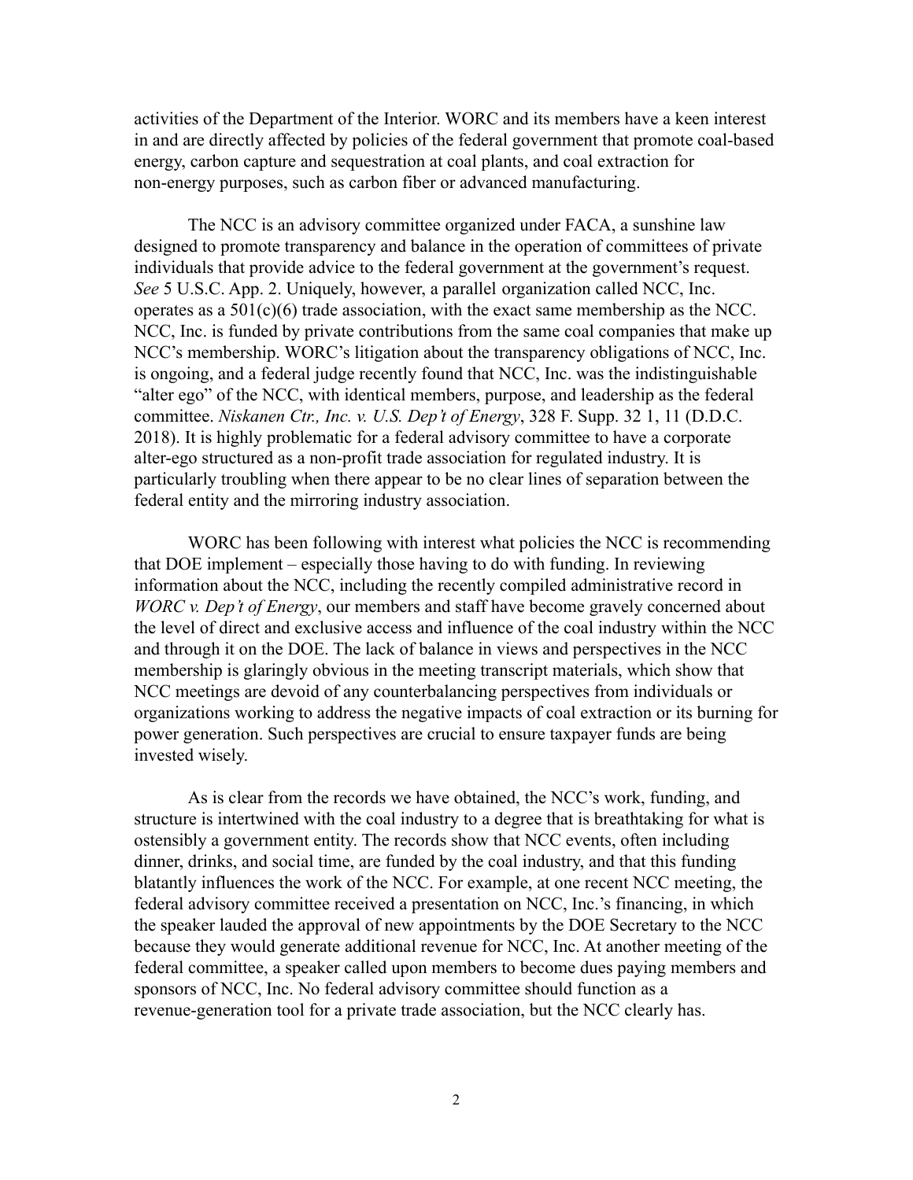activities of the Department of the Interior. WORC and its members have a keen interest in and are directly affected by policies of the federal government that promote coal-based energy, carbon capture and sequestration at coal plants, and coal extraction for non-energy purposes, such as carbon fiber or advanced manufacturing.

The NCC is an advisory committee organized under FACA, a sunshine law designed to promote transparency and balance in the operation of committees of private individuals that provide advice to the federal government at the government's request. *See* 5 U.S.C. App. 2. Uniquely, however, a parallel organization called NCC, Inc. operates as a 501(c)(6) trade association, with the exact same membership as the NCC. NCC, Inc. is funded by private contributions from the same coal companies that make up NCC's membership. WORC's litigation about the transparency obligations of NCC, Inc. is ongoing, and a federal judge recently found that NCC, Inc. was the indistinguishable "alter ego" of the NCC, with identical members, purpose, and leadership as the federal committee. *Niskanen Ctr., Inc. v. U.S. Dep't of Energy*, 328 F. Supp. 32 1, 11 (D.D.C. 2018). It is highly problematic for a federal advisory committee to have a corporate alter-ego structured as a non-profit trade association for regulated industry. It is particularly troubling when there appear to be no clear lines of separation between the federal entity and the mirroring industry association.

WORC has been following with interest what policies the NCC is recommending that DOE implement – especially those having to do with funding. In reviewing information about the NCC, including the recently compiled administrative record in *WORC v. Dep't of Energy*, our members and staff have become gravely concerned about the level of direct and exclusive access and influence of the coal industry within the NCC and through it on the DOE. The lack of balance in views and perspectives in the NCC membership is glaringly obvious in the meeting transcript materials, which show that NCC meetings are devoid of any counterbalancing perspectives from individuals or organizations working to address the negative impacts of coal extraction or its burning for power generation. Such perspectives are crucial to ensure taxpayer funds are being invested wisely.

As is clear from the records we have obtained, the NCC's work, funding, and structure is intertwined with the coal industry to a degree that is breathtaking for what is ostensibly a government entity. The records show that NCC events, often including dinner, drinks, and social time, are funded by the coal industry, and that this funding blatantly influences the work of the NCC. For example, at one recent NCC meeting, the federal advisory committee received a presentation on NCC, Inc.'s financing, in which the speaker lauded the approval of new appointments by the DOE Secretary to the NCC because they would generate additional revenue for NCC, Inc. At another meeting of the federal committee, a speaker called upon members to become dues paying members and sponsors of NCC, Inc. No federal advisory committee should function as a revenue-generation tool for a private trade association, but the NCC clearly has.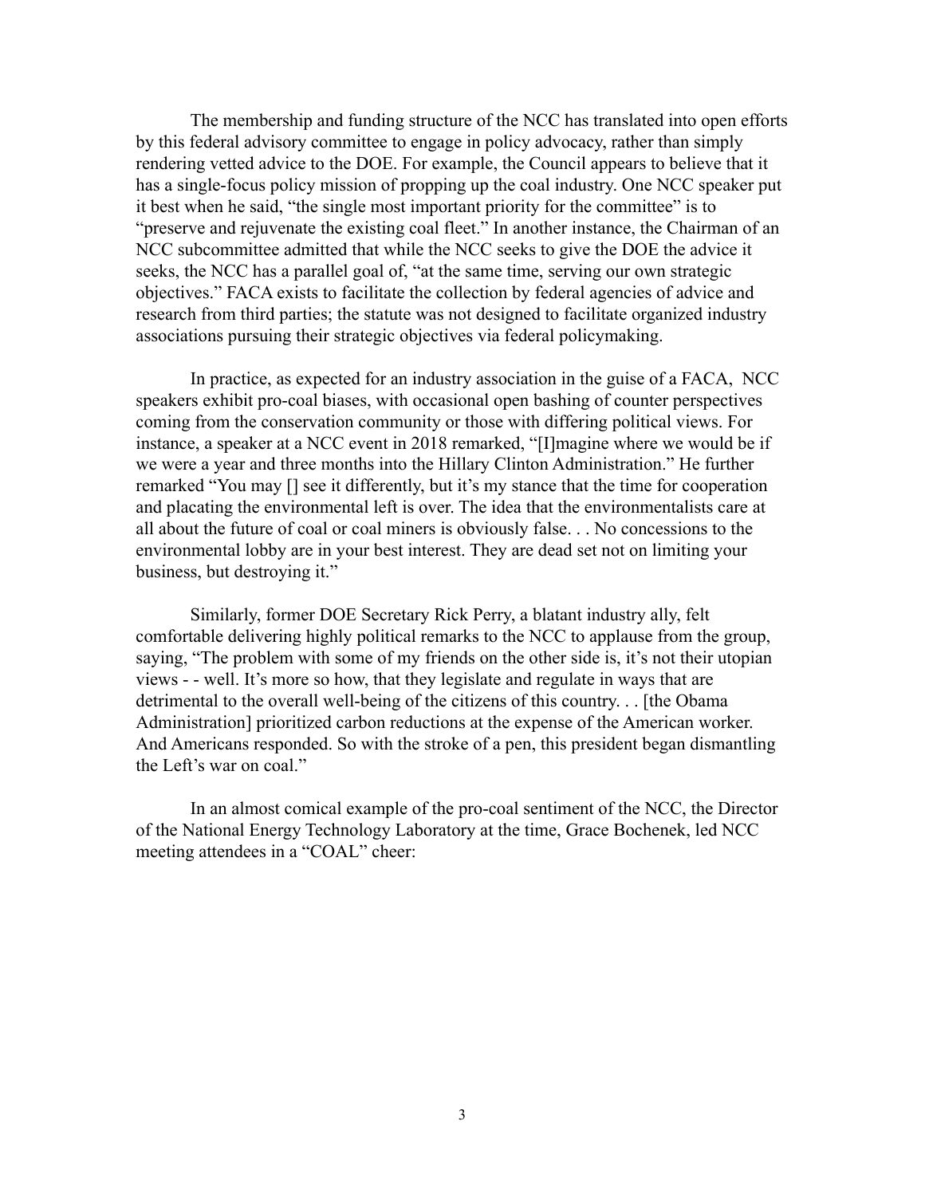The membership and funding structure of the NCC has translated into open efforts by this federal advisory committee to engage in policy advocacy, rather than simply rendering vetted advice to the DOE. For example, the Council appears to believe that it has a single-focus policy mission of propping up the coal industry. One NCC speaker put it best when he said, "the single most important priority for the committee" is to "preserve and rejuvenate the existing coal fleet." In another instance, the Chairman of an NCC subcommittee admitted that while the NCC seeks to give the DOE the advice it seeks, the NCC has a parallel goal of, "at the same time, serving our own strategic objectives." FACA exists to facilitate the collection by federal agencies of advice and research from third parties; the statute was not designed to facilitate organized industry associations pursuing their strategic objectives via federal policymaking.

In practice, as expected for an industry association in the guise of a FACA, NCC speakers exhibit pro-coal biases, with occasional open bashing of counter perspectives coming from the conservation community or those with differing political views. For instance, a speaker at a NCC event in 2018 remarked, "[I]magine where we would be if we were a year and three months into the Hillary Clinton Administration." He further remarked "You may [] see it differently, but it's my stance that the time for cooperation and placating the environmental left is over. The idea that the environmentalists care at all about the future of coal or coal miners is obviously false. . . No concessions to the environmental lobby are in your best interest. They are dead set not on limiting your business, but destroying it."

Similarly, former DOE Secretary Rick Perry, a blatant industry ally, felt comfortable delivering highly political remarks to the NCC to applause from the group, saying, "The problem with some of my friends on the other side is, it's not their utopian views - - well. It's more so how, that they legislate and regulate in ways that are detrimental to the overall well-being of the citizens of this country. . . [the Obama Administration] prioritized carbon reductions at the expense of the American worker. And Americans responded. So with the stroke of a pen, this president began dismantling the Left's war on coal."

In an almost comical example of the pro-coal sentiment of the NCC, the Director of the National Energy Technology Laboratory at the time, Grace Bochenek, led NCC meeting attendees in a "COAL" cheer: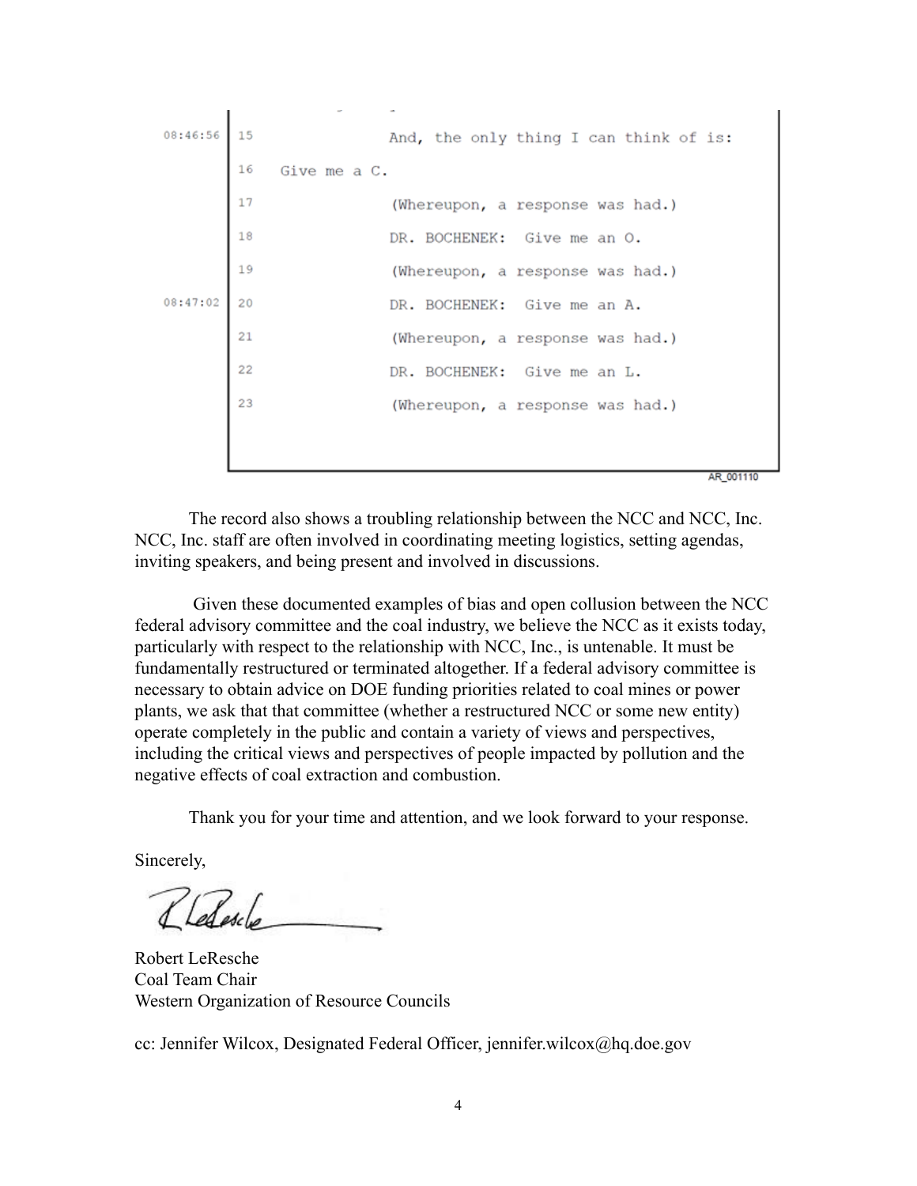```
08:46:56  15              And, the only thing I can think of is:
          16    Give me a C.
          17              (Whereupon, a response was had.)
          18              DR. BOCHENEK:  Give me an O.
          19              (Whereupon, a response was had.)
08:47:02  20              DR. BOCHENEK:  Give me an A.
          21              (Whereupon, a response was had.)
          22              DR. BOCHENEK:  Give me an L.
          23              (Whereupon, a response was had.)
```

AR_001110

The record also shows a troubling relationship between the NCC and NCC, Inc. NCC, Inc. staff are often involved in coordinating meeting logistics, setting agendas, inviting speakers, and being present and involved in discussions.

Given these documented examples of bias and open collusion between the NCC federal advisory committee and the coal industry, we believe the NCC as it exists today, particularly with respect to the relationship with NCC, Inc., is untenable. It must be fundamentally restructured or terminated altogether. If a federal advisory committee is necessary to obtain advice on DOE funding priorities related to coal mines or power plants, we ask that that committee (whether a restructured NCC or some new entity) operate completely in the public and contain a variety of views and perspectives, including the critical views and perspectives of people impacted by pollution and the negative effects of coal extraction and combustion.

Thank you for your time and attention, and we look forward to your response.

Sincerely,

Robert LeResche
Coal Team Chair
Western Organization of Resource Councils

cc: Jennifer Wilcox, Designated Federal Officer, jennifer.wilcox@hq.doe.gov